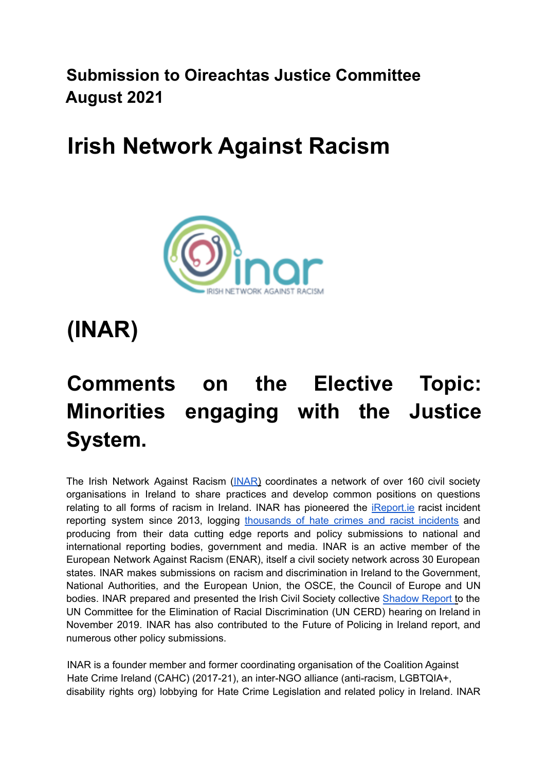**Submission to Oireachtas Justice Committee**
**August 2021**

# Irish Network Against Racism

# (INAR)

# Comments on the Elective Topic: Minorities engaging with the Justice System.

The Irish Network Against Racism (INAR) coordinates a network of over 160 civil society organisations in Ireland to share practices and develop common positions on questions relating to all forms of racism in Ireland. INAR has pioneered the iReport.ie racist incident reporting system since 2013, logging thousands of hate crimes and racist incidents and producing from their data cutting edge reports and policy submissions to national and international reporting bodies, government and media. INAR is an active member of the European Network Against Racism (ENAR), itself a civil society network across 30 European states. INAR makes submissions on racism and discrimination in Ireland to the Government, National Authorities, and the European Union, the OSCE, the Council of Europe and UN bodies. INAR prepared and presented the Irish Civil Society collective Shadow Report to the UN Committee for the Elimination of Racial Discrimination (UN CERD) hearing on Ireland in November 2019. INAR has also contributed to the Future of Policing in Ireland report, and numerous other policy submissions.

INAR is a founder member and former coordinating organisation of the Coalition Against Hate Crime Ireland (CAHC) (2017-21), an inter-NGO alliance (anti-racism, LGBTQIA+, disability rights org) lobbying for Hate Crime Legislation and related policy in Ireland. INAR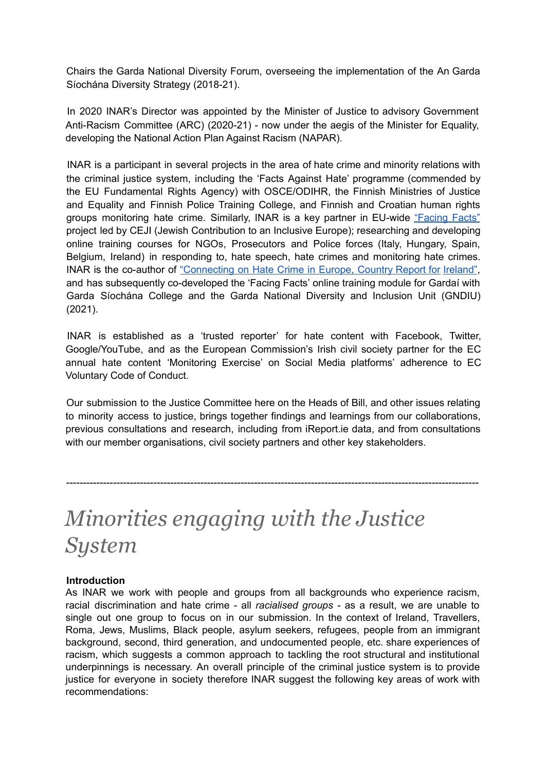Chairs the Garda National Diversity Forum, overseeing the implementation of the An Garda Síochána Diversity Strategy (2018-21).

In 2020 INAR's Director was appointed by the Minister of Justice to advisory Government Anti-Racism Committee (ARC) (2020-21) - now under the aegis of the Minister for Equality, developing the National Action Plan Against Racism (NAPAR).

INAR is a participant in several projects in the area of hate crime and minority relations with the criminal justice system, including the 'Facts Against Hate' programme (commended by the EU Fundamental Rights Agency) with OSCE/ODIHR, the Finnish Ministries of Justice and Equality and Finnish Police Training College, and Finnish and Croatian human rights groups monitoring hate crime. Similarly, INAR is a key partner in EU-wide "Facing Facts" project led by CEJI (Jewish Contribution to an Inclusive Europe); researching and developing online training courses for NGOs, Prosecutors and Police forces (Italy, Hungary, Spain, Belgium, Ireland) in responding to, hate speech, hate crimes and monitoring hate crimes. INAR is the co-author of "Connecting on Hate Crime in Europe, Country Report for Ireland", and has subsequently co-developed the 'Facing Facts' online training module for Gardaí with Garda Síochána College and the Garda National Diversity and Inclusion Unit (GNDIU) (2021).

INAR is established as a 'trusted reporter' for hate content with Facebook, Twitter, Google/YouTube, and as the European Commission's Irish civil society partner for the EC annual hate content 'Monitoring Exercise' on Social Media platforms' adherence to EC Voluntary Code of Conduct.

Our submission to the Justice Committee here on the Heads of Bill, and other issues relating to minority access to justice, brings together findings and learnings from our collaborations, previous consultations and research, including from iReport.ie data, and from consultations with our member organisations, civil society partners and other key stakeholders.

---

# *Minorities engaging with the Justice System*

**Introduction**

As INAR we work with people and groups from all backgrounds who experience racism, racial discrimination and hate crime - all *racialised groups* - as a result, we are unable to single out one group to focus on in our submission. In the context of Ireland, Travellers, Roma, Jews, Muslims, Black people, asylum seekers, refugees, people from an immigrant background, second, third generation, and undocumented people, etc. share experiences of racism, which suggests a common approach to tackling the root structural and institutional underpinnings is necessary. An overall principle of the criminal justice system is to provide justice for everyone in society therefore INAR suggest the following key areas of work with recommendations: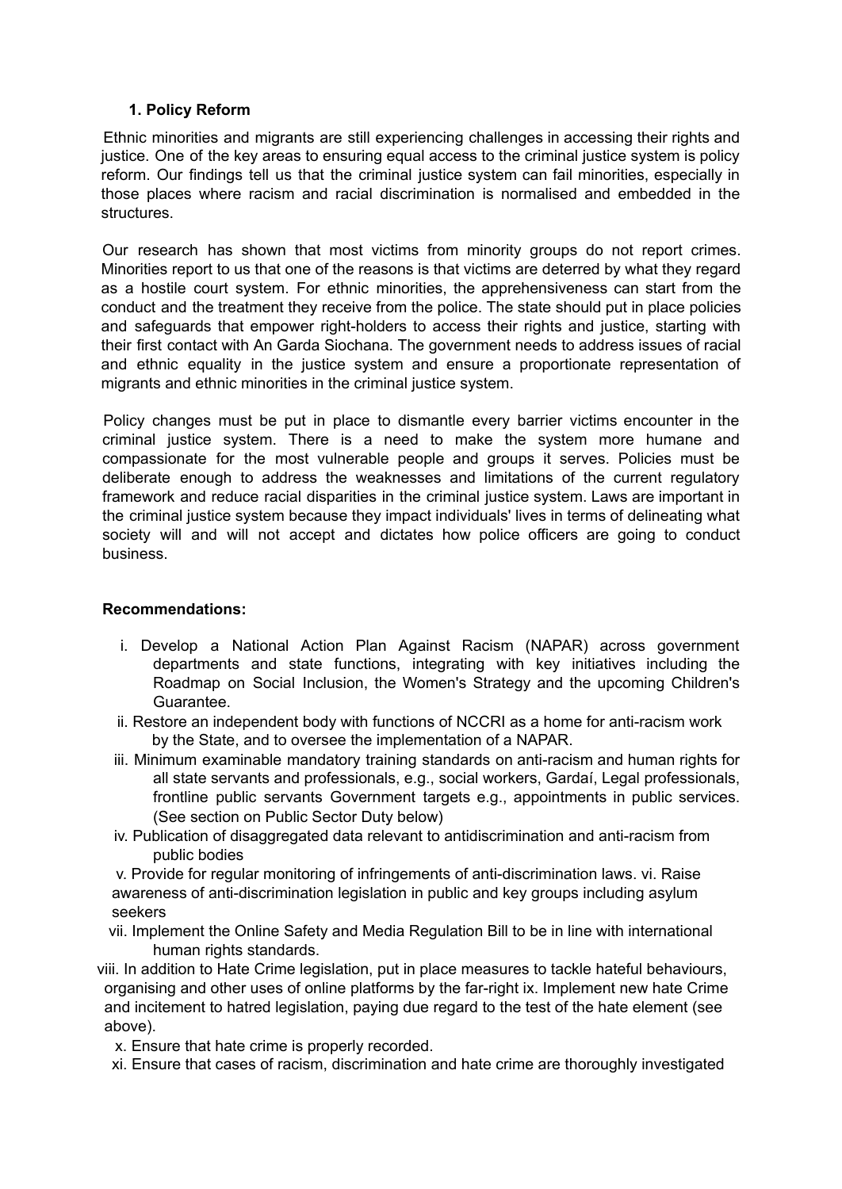## 1. Policy Reform

Ethnic minorities and migrants are still experiencing challenges in accessing their rights and justice. One of the key areas to ensuring equal access to the criminal justice system is policy reform. Our findings tell us that the criminal justice system can fail minorities, especially in those places where racism and racial discrimination is normalised and embedded in the structures.

Our research has shown that most victims from minority groups do not report crimes. Minorities report to us that one of the reasons is that victims are deterred by what they regard as a hostile court system. For ethnic minorities, the apprehensiveness can start from the conduct and the treatment they receive from the police. The state should put in place policies and safeguards that empower right-holders to access their rights and justice, starting with their first contact with An Garda Siochana. The government needs to address issues of racial and ethnic equality in the justice system and ensure a proportionate representation of migrants and ethnic minorities in the criminal justice system.

Policy changes must be put in place to dismantle every barrier victims encounter in the criminal justice system. There is a need to make the system more humane and compassionate for the most vulnerable people and groups it serves. Policies must be deliberate enough to address the weaknesses and limitations of the current regulatory framework and reduce racial disparities in the criminal justice system. Laws are important in the criminal justice system because they impact individuals' lives in terms of delineating what society will and will not accept and dictates how police officers are going to conduct business.

**Recommendations:**

i. Develop a National Action Plan Against Racism (NAPAR) across government departments and state functions, integrating with key initiatives including the Roadmap on Social Inclusion, the Women's Strategy and the upcoming Children's Guarantee.

ii. Restore an independent body with functions of NCCRI as a home for anti-racism work by the State, and to oversee the implementation of a NAPAR.

iii. Minimum examinable mandatory training standards on anti-racism and human rights for all state servants and professionals, e.g., social workers, Gardaí, Legal professionals, frontline public servants Government targets e.g., appointments in public services. (See section on Public Sector Duty below)

iv. Publication of disaggregated data relevant to antidiscrimination and anti-racism from public bodies

v. Provide for regular monitoring of infringements of anti-discrimination laws. vi. Raise awareness of anti-discrimination legislation in public and key groups including asylum seekers

vii. Implement the Online Safety and Media Regulation Bill to be in line with international human rights standards.

viii. In addition to Hate Crime legislation, put in place measures to tackle hateful behaviours, organising and other uses of online platforms by the far-right ix. Implement new hate Crime and incitement to hatred legislation, paying due regard to the test of the hate element (see above).

x. Ensure that hate crime is properly recorded.

xi. Ensure that cases of racism, discrimination and hate crime are thoroughly investigated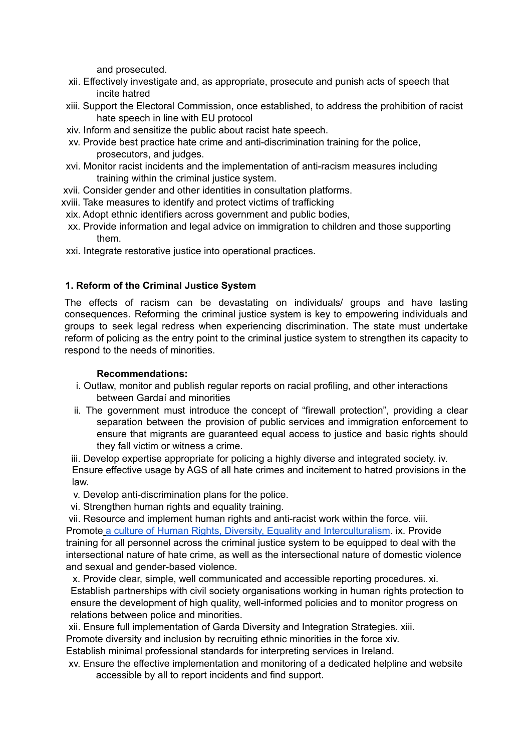and prosecuted.

xii. Effectively investigate and, as appropriate, prosecute and punish acts of speech that incite hatred
xiii. Support the Electoral Commission, once established, to address the prohibition of racist hate speech in line with EU protocol
xiv. Inform and sensitize the public about racist hate speech.
xv. Provide best practice hate crime and anti-discrimination training for the police, prosecutors, and judges.
xvi. Monitor racist incidents and the implementation of anti-racism measures including training within the criminal justice system.
xvii. Consider gender and other identities in consultation platforms.
xviii. Take measures to identify and protect victims of trafficking
xix. Adopt ethnic identifiers across government and public bodies,
xx. Provide information and legal advice on immigration to children and those supporting them.
xxi. Integrate restorative justice into operational practices.

### 1. Reform of the Criminal Justice System

The effects of racism can be devastating on individuals/ groups and have lasting consequences. Reforming the criminal justice system is key to empowering individuals and groups to seek legal redress when experiencing discrimination. The state must undertake reform of policing as the entry point to the criminal justice system to strengthen its capacity to respond to the needs of minorities.

**Recommendations:**

i. Outlaw, monitor and publish regular reports on racial profiling, and other interactions between Gardaí and minorities
ii. The government must introduce the concept of "firewall protection", providing a clear separation between the provision of public services and immigration enforcement to ensure that migrants are guaranteed equal access to justice and basic rights should they fall victim or witness a crime.
iii. Develop expertise appropriate for policing a highly diverse and integrated society.
iv. Ensure effective usage by AGS of all hate crimes and incitement to hatred provisions in the law.
v. Develop anti-discrimination plans for the police.
vi. Strengthen human rights and equality training.
vii. Resource and implement human rights and anti-racist work within the force.
viii. Promote a culture of Human Rights, Diversity, Equality and Interculturalism.
ix. Provide training for all personnel across the criminal justice system to be equipped to deal with the intersectional nature of hate crime, as well as the intersectional nature of domestic violence and sexual and gender-based violence.
x. Provide clear, simple, well communicated and accessible reporting procedures.
xi. Establish partnerships with civil society organisations working in human rights protection to ensure the development of high quality, well-informed policies and to monitor progress on relations between police and minorities.
xii. Ensure full implementation of Garda Diversity and Integration Strategies.
xiii. Promote diversity and inclusion by recruiting ethnic minorities in the force
xiv. Establish minimal professional standards for interpreting services in Ireland.
xv. Ensure the effective implementation and monitoring of a dedicated helpline and website accessible by all to report incidents and find support.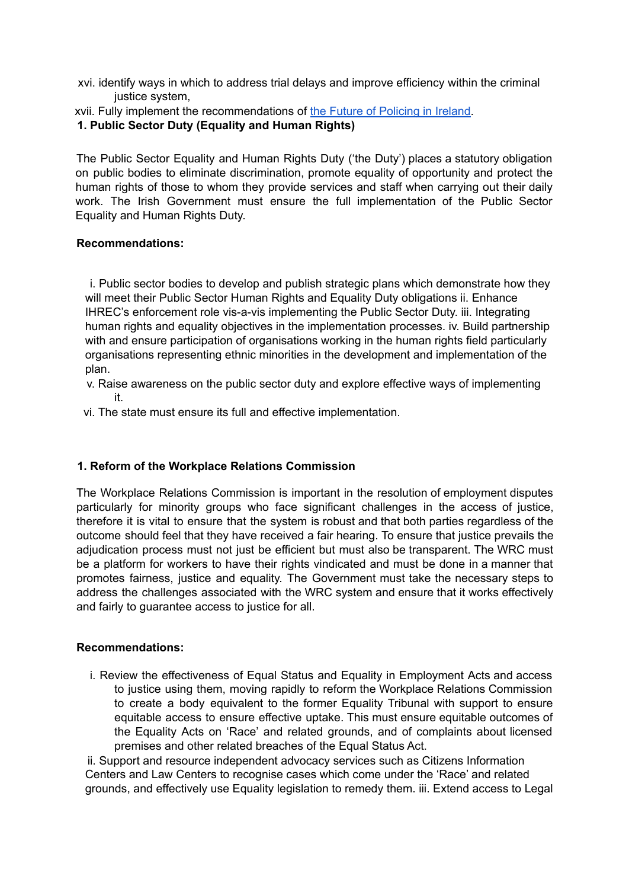xvi. identify ways in which to address trial delays and improve efficiency within the criminal justice system,

xvii. Fully implement the recommendations of [the Future of Policing in Ireland](the Future of Policing in Ireland).

**1. Public Sector Duty (Equality and Human Rights)**

The Public Sector Equality and Human Rights Duty ('the Duty') places a statutory obligation on public bodies to eliminate discrimination, promote equality of opportunity and protect the human rights of those to whom they provide services and staff when carrying out their daily work. The Irish Government must ensure the full implementation of the Public Sector Equality and Human Rights Duty.

**Recommendations:**

i. Public sector bodies to develop and publish strategic plans which demonstrate how they will meet their Public Sector Human Rights and Equality Duty obligations ii. Enhance IHREC's enforcement role vis-a-vis implementing the Public Sector Duty. iii. Integrating human rights and equality objectives in the implementation processes. iv. Build partnership with and ensure participation of organisations working in the human rights field particularly organisations representing ethnic minorities in the development and implementation of the plan.

v. Raise awareness on the public sector duty and explore effective ways of implementing it.

vi. The state must ensure its full and effective implementation.

**1. Reform of the Workplace Relations Commission**

The Workplace Relations Commission is important in the resolution of employment disputes particularly for minority groups who face significant challenges in the access of justice, therefore it is vital to ensure that the system is robust and that both parties regardless of the outcome should feel that they have received a fair hearing. To ensure that justice prevails the adjudication process must not just be efficient but must also be transparent. The WRC must be a platform for workers to have their rights vindicated and must be done in a manner that promotes fairness, justice and equality. The Government must take the necessary steps to address the challenges associated with the WRC system and ensure that it works effectively and fairly to guarantee access to justice for all.

**Recommendations:**

i. Review the effectiveness of Equal Status and Equality in Employment Acts and access to justice using them, moving rapidly to reform the Workplace Relations Commission to create a body equivalent to the former Equality Tribunal with support to ensure equitable access to ensure effective uptake. This must ensure equitable outcomes of the Equality Acts on 'Race' and related grounds, and of complaints about licensed premises and other related breaches of the Equal Status Act.

ii. Support and resource independent advocacy services such as Citizens Information Centers and Law Centers to recognise cases which come under the 'Race' and related grounds, and effectively use Equality legislation to remedy them. iii. Extend access to Legal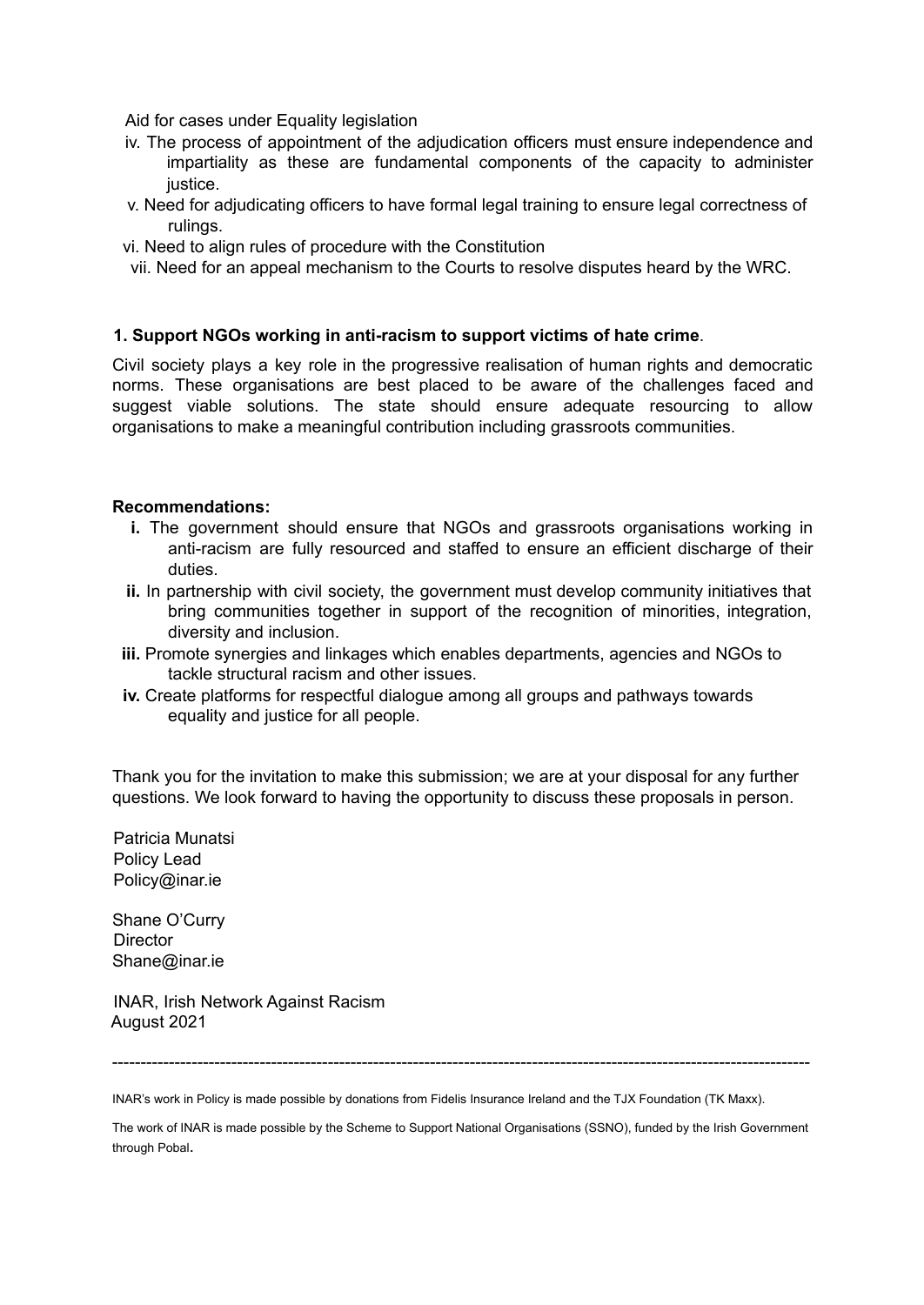Aid for cases under Equality legislation

iv. The process of appointment of the adjudication officers must ensure independence and impartiality as these are fundamental components of the capacity to administer justice.
v. Need for adjudicating officers to have formal legal training to ensure legal correctness of rulings.
vi. Need to align rules of procedure with the Constitution
vii. Need for an appeal mechanism to the Courts to resolve disputes heard by the WRC.

**1. Support NGOs working in anti-racism to support victims of hate crime**.

Civil society plays a key role in the progressive realisation of human rights and democratic norms. These organisations are best placed to be aware of the challenges faced and suggest viable solutions. The state should ensure adequate resourcing to allow organisations to make a meaningful contribution including grassroots communities.

**Recommendations:**

**i.** The government should ensure that NGOs and grassroots organisations working in anti-racism are fully resourced and staffed to ensure an efficient discharge of their duties.
**ii.** In partnership with civil society, the government must develop community initiatives that bring communities together in support of the recognition of minorities, integration, diversity and inclusion.
**iii.** Promote synergies and linkages which enables departments, agencies and NGOs to tackle structural racism and other issues.
**iv.** Create platforms for respectful dialogue among all groups and pathways towards equality and justice for all people.

Thank you for the invitation to make this submission; we are at your disposal for any further questions. We look forward to having the opportunity to discuss these proposals in person.

Patricia Munatsi
Policy Lead
Policy@inar.ie

Shane O'Curry
Director
Shane@inar.ie

INAR, Irish Network Against Racism
August 2021

---

INAR's work in Policy is made possible by donations from Fidelis Insurance Ireland and the TJX Foundation (TK Maxx).

The work of INAR is made possible by the Scheme to Support National Organisations (SSNO), funded by the Irish Government through Pobal.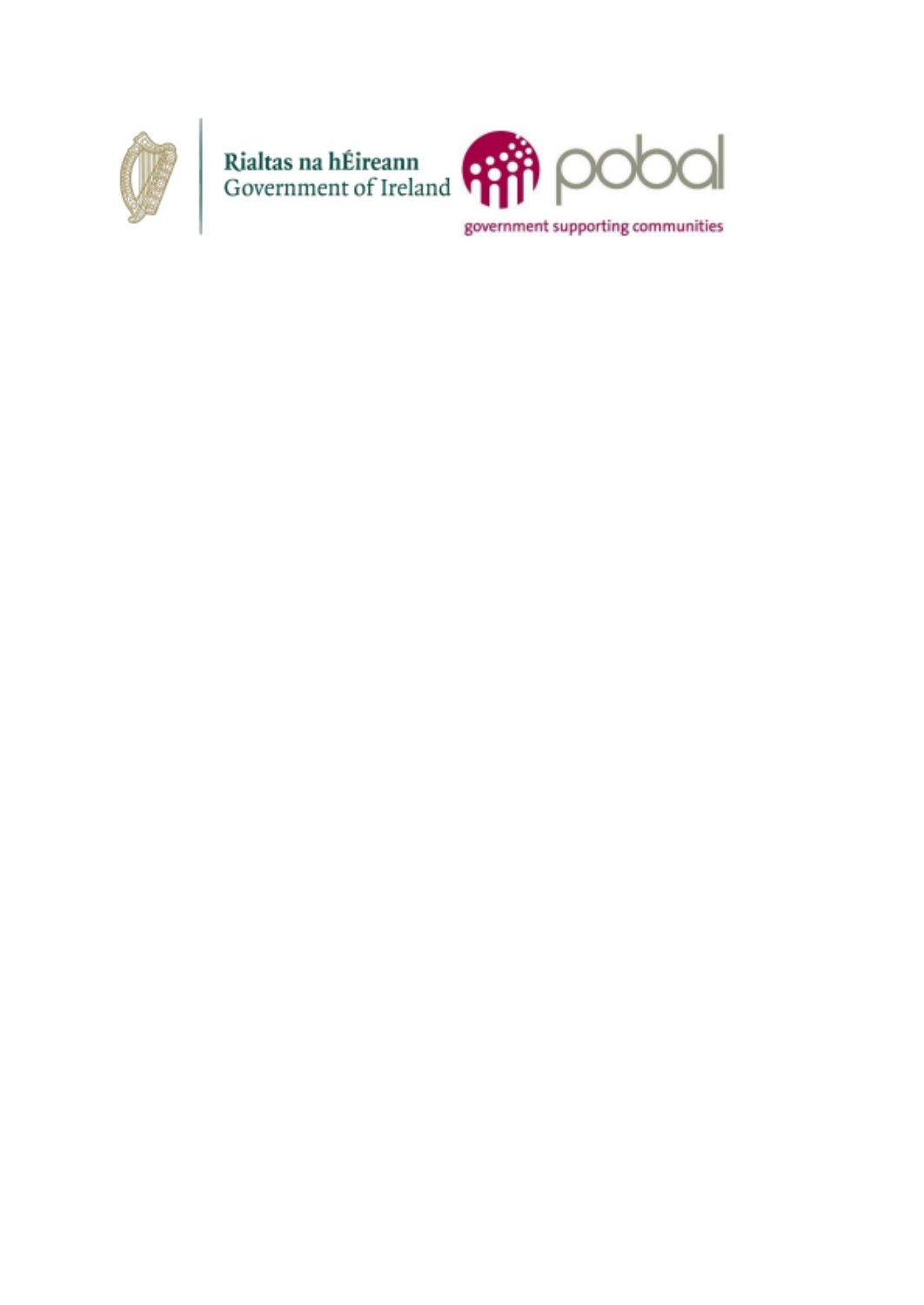Rialtas na hÉireann
Government of Ireland

pobal

government supporting communities